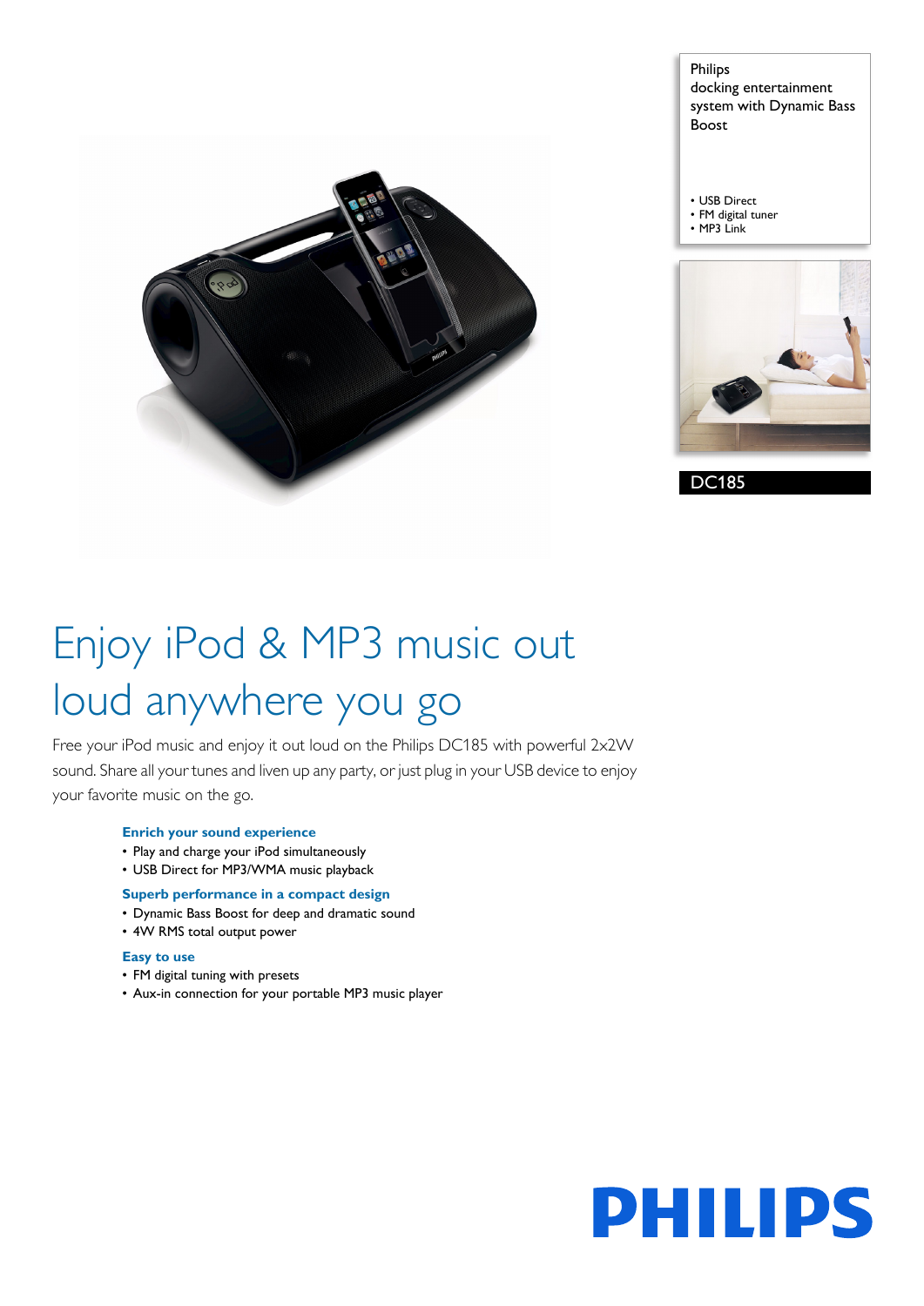Philips docking entertainment system with Dynamic Bass Boost

- USB Direct
- FM digital tuner
- MP3 Link

DC185

# Enjoy iPod & MP3 music out loud anywhere you go

Free your iPod music and enjoy it out loud on the Philips DC185 with powerful 2x2W sound. Share all your tunes and liven up any party, or just plug in your USB device to enjoy your favorite music on the go.

### Enrich your sound experience

- Play and charge your iPod simultaneously
- USB Direct for MP3/WMA music playback

### Superb performance in a compact design

- Dynamic Bass Boost for deep and dramatic sound
- 4W RMS total output power

### Easy to use

- FM digital tuning with presets
- Aux-in connection for your portable MP3 music player

PHILIPS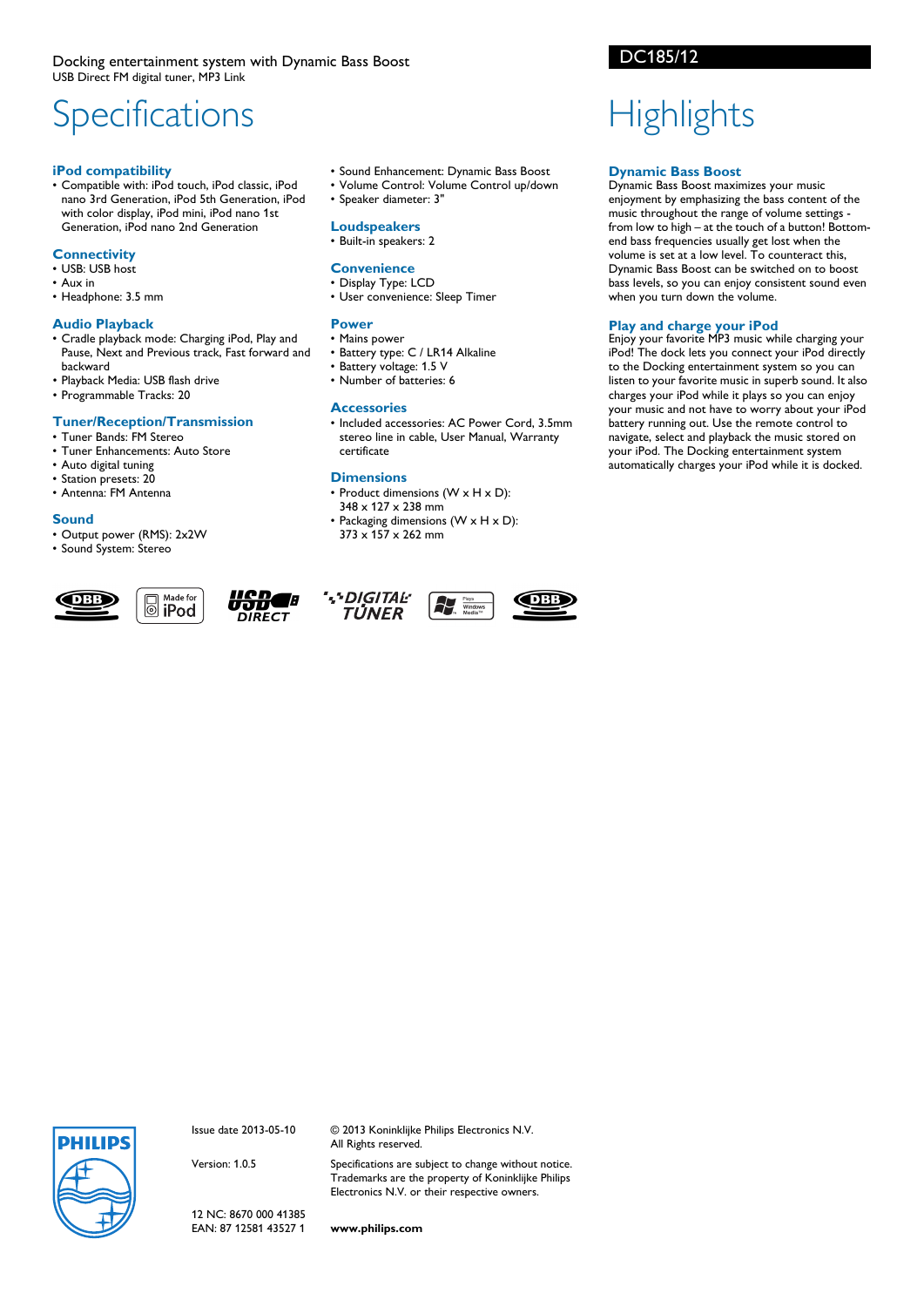Docking entertainment system with Dynamic Bass Boost
USB Direct FM digital tuner, MP3 Link

DC185/12

# Specifications

### iPod compatibility
- Compatible with: iPod touch, iPod classic, iPod nano 3rd Generation, iPod 5th Generation, iPod with color display, iPod mini, iPod nano 1st Generation, iPod nano 2nd Generation

### Connectivity
- USB: USB host
- Aux in
- Headphone: 3.5 mm

### Audio Playback
- Cradle playback mode: Charging iPod, Play and Pause, Next and Previous track, Fast forward and backward
- Playback Media: USB flash drive
- Programmable Tracks: 20

### Tuner/Reception/Transmission
- Tuner Bands: FM Stereo
- Tuner Enhancements: Auto Store
- Auto digital tuning
- Station presets: 20
- Antenna: FM Antenna

### Sound
- Output power (RMS): 2x2W
- Sound System: Stereo
- Sound Enhancement: Dynamic Bass Boost
- Volume Control: Volume Control up/down
- Speaker diameter: 3"

### Loudspeakers
- Built-in speakers: 2

### Convenience
- Display Type: LCD
- User convenience: Sleep Timer

### Power
- Mains power
- Battery type: C / LR14 Alkaline
- Battery voltage: 1.5 V
- Number of batteries: 6

### Accessories
- Included accessories: AC Power Cord, 3.5mm stereo line in cable, User Manual, Warranty certificate

### Dimensions
- Product dimensions (W x H x D): 348 x 127 x 238 mm
- Packaging dimensions (W x H x D): 373 x 157 x 262 mm

# Highlights

### Dynamic Bass Boost
Dynamic Bass Boost maximizes your music enjoyment by emphasizing the bass content of the music throughout the range of volume settings - from low to high – at the touch of a button! Bottom-end bass frequencies usually get lost when the volume is set at a low level. To counteract this, Dynamic Bass Boost can be switched on to boost bass levels, so you can enjoy consistent sound even when you turn down the volume.

### Play and charge your iPod
Enjoy your favorite MP3 music while charging your iPod! The dock lets you connect your iPod directly to the Docking entertainment system so you can listen to your favorite music in superb sound. It also charges your iPod while it plays so you can enjoy your music and not have to worry about your iPod battery running out. Use the remote control to navigate, select and playback the music stored on your iPod. The Docking entertainment system automatically charges your iPod while it is docked.

Issue date 2013-05-10

Version: 1.0.5

12 NC: 8670 000 41385
EAN: 87 12581 43527 1

© 2013 Koninklijke Philips Electronics N.V.
All Rights reserved.

Specifications are subject to change without notice. Trademarks are the property of Koninklijke Philips Electronics N.V. or their respective owners.

**www.philips.com**